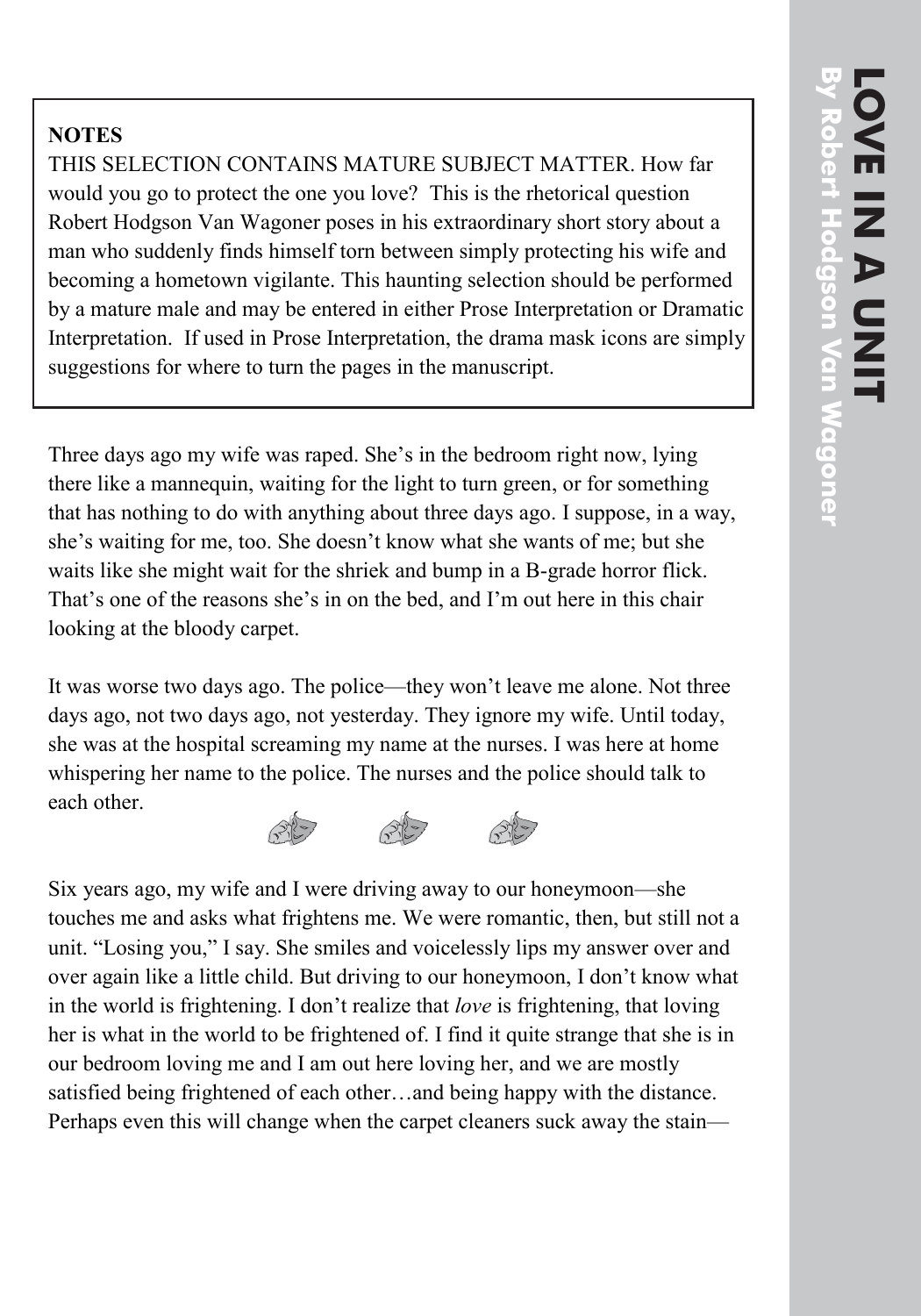# LOVE IN A UNIT

## By Robert Hodgson Van Wagoner

**NOTES**

THIS SELECTION CONTAINS MATURE SUBJECT MATTER. How far would you go to protect the one you love? This is the rhetorical question Robert Hodgson Van Wagoner poses in his extraordinary short story about a man who suddenly finds himself torn between simply protecting his wife and becoming a hometown vigilante. This haunting selection should be performed by a mature male and may be entered in either Prose Interpretation or Dramatic Interpretation. If used in Prose Interpretation, the drama mask icons are simply suggestions for where to turn the pages in the manuscript.

Three days ago my wife was raped. She's in the bedroom right now, lying there like a mannequin, waiting for the light to turn green, or for something that has nothing to do with anything about three days ago. I suppose, in a way, she's waiting for me, too. She doesn't know what she wants of me; but she waits like she might wait for the shriek and bump in a B-grade horror flick. That's one of the reasons she's in on the bed, and I'm out here in this chair looking at the bloody carpet.

It was worse two days ago. The police—they won't leave me alone. Not three days ago, not two days ago, not yesterday. They ignore my wife. Until today, she was at the hospital screaming my name at the nurses. I was here at home whispering her name to the police. The nurses and the police should talk to each other.

Six years ago, my wife and I were driving away to our honeymoon—she touches me and asks what frightens me. We were romantic, then, but still not a unit. "Losing you," I say. She smiles and voicelessly lips my answer over and over again like a little child. But driving to our honeymoon, I don't know what in the world is frightening. I don't realize that *love* is frightening, that loving her is what in the world to be frightened of. I find it quite strange that she is in our bedroom loving me and I am out here loving her, and we are mostly satisfied being frightened of each other…and being happy with the distance. Perhaps even this will change when the carpet cleaners suck away the stain—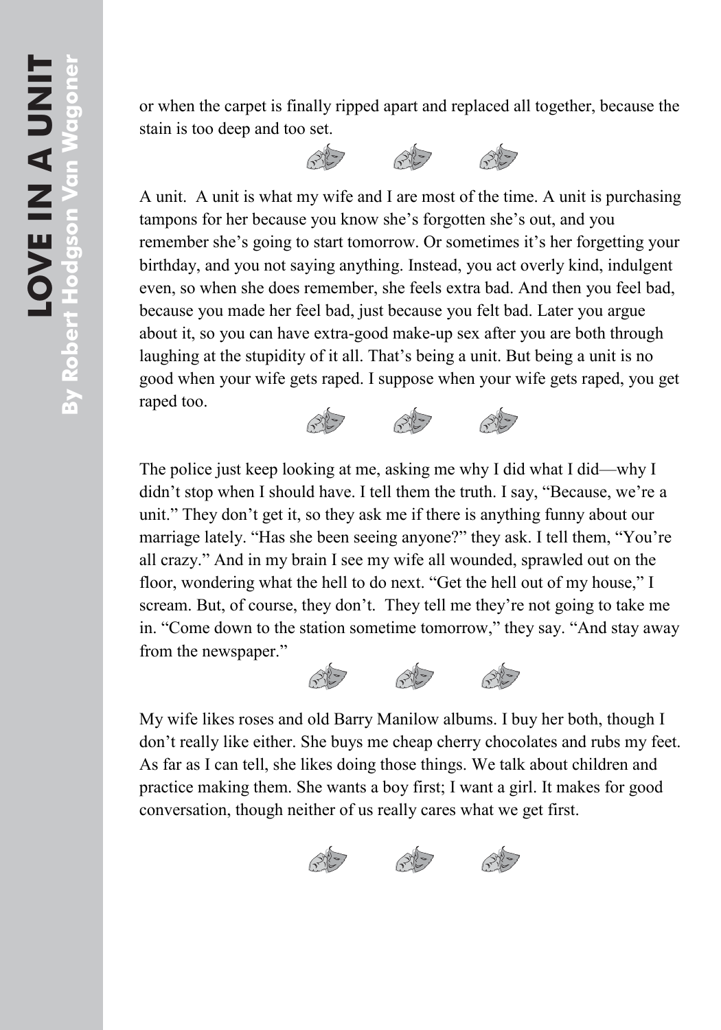or when the carpet is finally ripped apart and replaced all together, because the stain is too deep and too set.

A unit. A unit is what my wife and I are most of the time. A unit is purchasing tampons for her because you know she's forgotten she's out, and you remember she's going to start tomorrow. Or sometimes it's her forgetting your birthday, and you not saying anything. Instead, you act overly kind, indulgent even, so when she does remember, she feels extra bad. And then you feel bad, because you made her feel bad, just because you felt bad. Later you argue about it, so you can have extra-good make-up sex after you are both through laughing at the stupidity of it all. That's being a unit. But being a unit is no good when your wife gets raped. I suppose when your wife gets raped, you get raped too.

The police just keep looking at me, asking me why I did what I did—why I didn't stop when I should have. I tell them the truth. I say, "Because, we're a unit." They don't get it, so they ask me if there is anything funny about our marriage lately. "Has she been seeing anyone?" they ask. I tell them, "You're all crazy." And in my brain I see my wife all wounded, sprawled out on the floor, wondering what the hell to do next. "Get the hell out of my house," I scream. But, of course, they don't. They tell me they're not going to take me in. "Come down to the station sometime tomorrow," they say. "And stay away from the newspaper."

My wife likes roses and old Barry Manilow albums. I buy her both, though I don't really like either. She buys me cheap cherry chocolates and rubs my feet. As far as I can tell, she likes doing those things. We talk about children and practice making them. She wants a boy first; I want a girl. It makes for good conversation, though neither of us really cares what we get first.